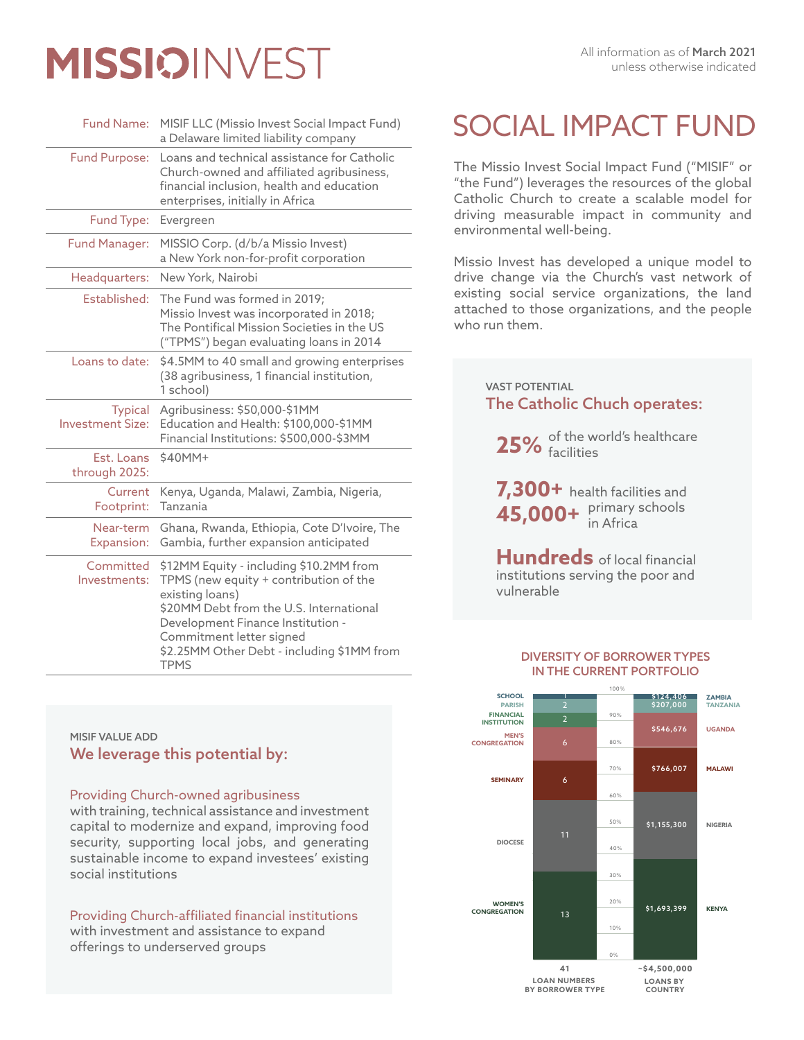# MISSIOINVEST

All information as of **March 2021** unless otherwise indicated

| | |
|---|---|
| Fund Name: | MISIF LLC (Missio Invest Social Impact Fund) a Delaware limited liability company |
| Fund Purpose: | Loans and technical assistance for Catholic Church-owned and affiliated agribusiness, financial inclusion, health and education enterprises, initially in Africa |
| Fund Type: | Evergreen |
| Fund Manager: | MISSIO Corp. (d/b/a Missio Invest) a New York non-for-profit corporation |
| Headquarters: | New York, Nairobi |
| Established: | The Fund was formed in 2019; Missio Invest was incorporated in 2018; The Pontifical Mission Societies in the US ("TPMS") began evaluating loans in 2014 |
| Loans to date: | $4.5MM to 40 small and growing enterprises (38 agribusiness, 1 financial institution, 1 school) |
| Typical Investment Size: | Agribusiness: $50,000-$1MM<br>Education and Health: $100,000-$1MM<br>Financial Institutions: $500,000-$3MM |
| Est. Loans through 2025: | $40MM+ |
| Current Footprint: | Kenya, Uganda, Malawi, Zambia, Nigeria, Tanzania |
| Near-term Expansion: | Ghana, Rwanda, Ethiopia, Cote D'Ivoire, The Gambia, further expansion anticipated |
| Committed Investments: | $12MM Equity - including $10.2MM from TPMS (new equity + contribution of the existing loans)<br>$20MM Debt from the U.S. International Development Finance Institution - Commitment letter signed<br>$2.25MM Other Debt - including $1MM from TPMS |

## MISIF VALUE ADD

### We leverage this potential by:

**Providing Church-owned agribusiness** with training, technical assistance and investment capital to modernize and expand, improving food security, supporting local jobs, and generating sustainable income to expand investees' existing social institutions

**Providing Church-affiliated financial institutions** with investment and assistance to expand offerings to underserved groups

# SOCIAL IMPACT FUND

The Missio Invest Social Impact Fund ("MISIF" or "the Fund") leverages the resources of the global Catholic Church to create a scalable model for driving measurable impact in community and environmental well-being.

Missio Invest has developed a unique model to drive change via the Church's vast network of existing social service organizations, the land attached to those organizations, and the people who run them.

## VAST POTENTIAL

### The Catholic Chuch operates:

**25%** of the world's healthcare facilities

**7,300+** health facilities and **45,000+** primary schools in Africa

**Hundreds** of local financial institutions serving the poor and vulnerable

## DIVERSITY OF BORROWER TYPES IN THE CURRENT PORTFOLIO

| Borrower Type | Loan Numbers |
|---|---|
| School | 1 |
| Parish | 2 |
| Financial Institution | 2 |
| Men's Congregation | 6 |
| Seminary | 6 |
| Diocese | 11 |
| Women's Congregation | 13 |
| **Total** | **41** |

| Country | Loans |
|---|---|
| Zambia | $124,406 |
| Tanzania | $207,000 |
| Uganda | $546,676 |
| Malawi | $766,007 |
| Nigeria | $1,155,300 |
| Kenya | $1,693,399 |
| **Total** | **~$4,500,000** |

LOAN NUMBERS BY BORROWER TYPE — LOANS BY COUNTRY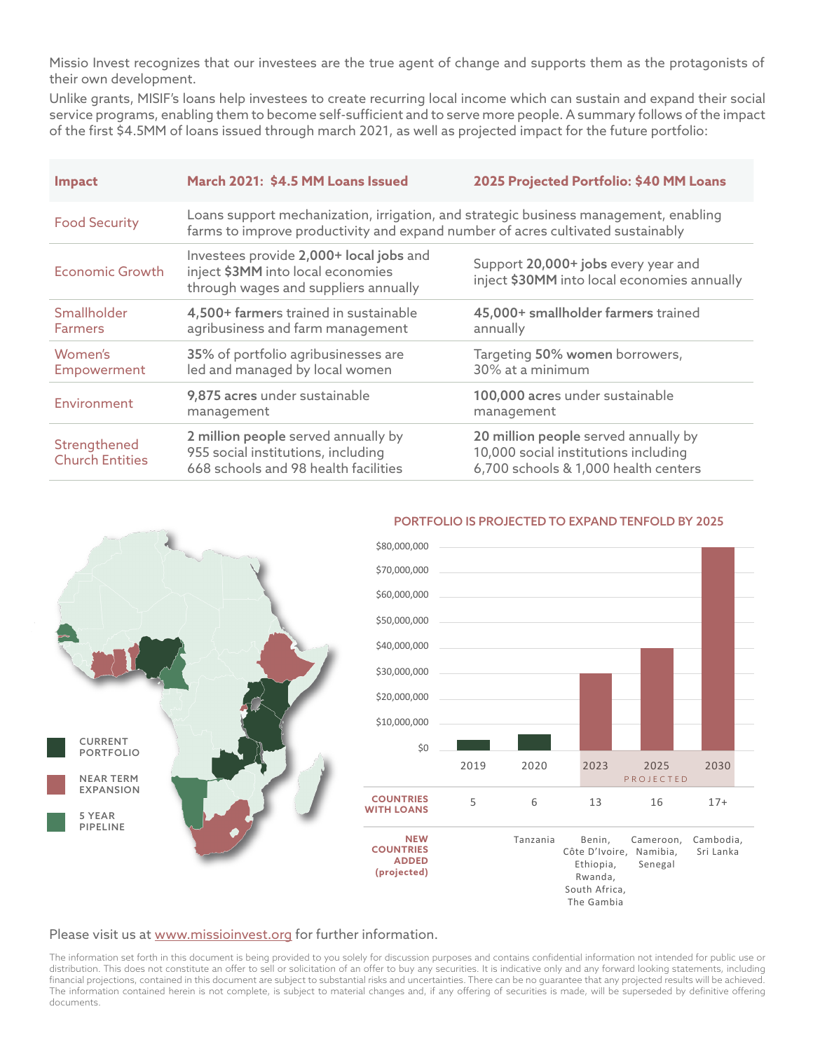Missio Invest recognizes that our investees are the true agent of change and supports them as the protagonists of their own development.

Unlike grants, MISIF's loans help investees to create recurring local income which can sustain and expand their social service programs, enabling them to become self-sufficient and to serve more people. A summary follows of the impact of the first $4.5MM of loans issued through march 2021, as well as projected impact for the future portfolio:

| Impact | March 2021: $4.5 MM Loans Issued | 2025 Projected Portfolio: $40 MM Loans |
|---|---|---|
| Food Security | Loans support mechanization, irrigation, and strategic business management, enabling farms to improve productivity and expand number of acres cultivated sustainably | |
| Economic Growth | Investees provide **2,000+ local jobs** and inject **$3MM** into local economies through wages and suppliers annually | Support **20,000+ jobs** every year and inject **$30MM** into local economies annually |
| Smallholder Farmers | **4,500+ farmers** trained in sustainable agribusiness and farm management | **45,000+ smallholder farmers** trained annually |
| Women's Empowerment | **35%** of portfolio agribusinesses are led and managed by local women | Targeting **50% women** borrowers, 30% at a minimum |
| Environment | **9,875 acres** under sustainable management | **100,000 acres** under sustainable management |
| Strengthened Church Entities | **2 million people** served annually by 955 social institutions, including 668 schools and 98 health facilities | **20 million people** served annually by 10,000 social institutions including 6,700 schools & 1,000 health centers |

CURRENT PORTFOLIO

NEAR TERM EXPANSION

5 YEAR PIPELINE

**PORTFOLIO IS PROJECTED TO EXPAND TENFOLD BY 2025**

$80,000,000
$70,000,000
$60,000,000
$50,000,000
$40,000,000
$30,000,000
$20,000,000
$10,000,000
$0

2019 2020 2023 2025 2030

PROJECTED

| | 2019 | 2020 | 2023 | 2025 | 2030 |
|---|---|---|---|---|---|
| COUNTRIES WITH LOANS | 5 | 6 | 13 | 16 | 17+ |
| NEW COUNTRIES ADDED (projected) | | Tanzania | Benin, Côte D'Ivoire, Ethiopia, Rwanda, South Africa, The Gambia | Cameroon, Namibia, Senegal | Cambodia, Sri Lanka |

Please visit us at www.missioinvest.org for further information.

The information set forth in this document is being provided to you solely for discussion purposes and contains confidential information not intended for public use or distribution. This does not constitute an offer to sell or solicitation of an offer to buy any securities. It is indicative only and any forward looking statements, including financial projections, contained in this document are subject to substantial risks and uncertainties. There can be no guarantee that any projected results will be achieved. The information contained herein is not complete, is subject to material changes and, if any offering of securities is made, will be superseded by definitive offering documents.